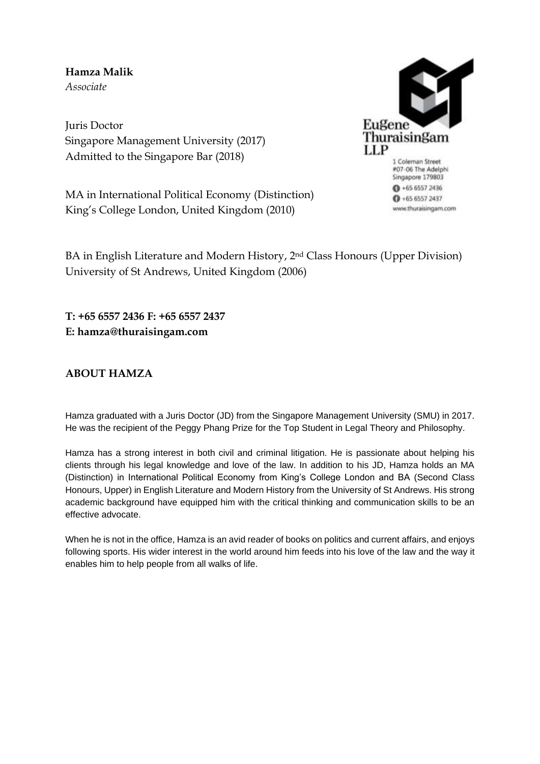**Hamza Malik**
*Associate*

Juris Doctor
Singapore Management University (2017)
Admitted to the Singapore Bar (2018)

Eugene Thuraisingam LLP
1 Coleman Street
#07-06 The Adelphi
Singapore 179803
+65 6557 2436
+65 6557 2437
www.thuraisingam.com

MA in International Political Economy (Distinction)
King's College London, United Kingdom (2010)

BA in English Literature and Modern History, 2nd Class Honours (Upper Division)
University of St Andrews, United Kingdom (2006)

**T: +65 6557 2436 F: +65 6557 2437**
**E: hamza@thuraisingam.com**

## ABOUT HAMZA

Hamza graduated with a Juris Doctor (JD) from the Singapore Management University (SMU) in 2017. He was the recipient of the Peggy Phang Prize for the Top Student in Legal Theory and Philosophy.

Hamza has a strong interest in both civil and criminal litigation. He is passionate about helping his clients through his legal knowledge and love of the law. In addition to his JD, Hamza holds an MA (Distinction) in International Political Economy from King's College London and BA (Second Class Honours, Upper) in English Literature and Modern History from the University of St Andrews. His strong academic background have equipped him with the critical thinking and communication skills to be an effective advocate.

When he is not in the office, Hamza is an avid reader of books on politics and current affairs, and enjoys following sports. His wider interest in the world around him feeds into his love of the law and the way it enables him to help people from all walks of life.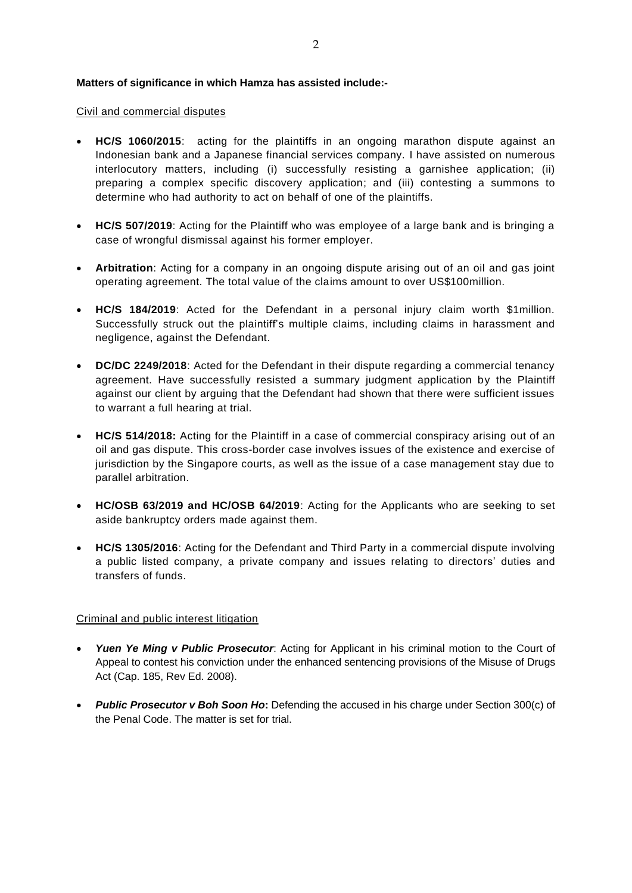**Matters of significance in which Hamza has assisted include:-**

Civil and commercial disputes

- **HC/S 1060/2015**: acting for the plaintiffs in an ongoing marathon dispute against an Indonesian bank and a Japanese financial services company. I have assisted on numerous interlocutory matters, including (i) successfully resisting a garnishee application; (ii) preparing a complex specific discovery application; and (iii) contesting a summons to determine who had authority to act on behalf of one of the plaintiffs.

- **HC/S 507/2019**: Acting for the Plaintiff who was employee of a large bank and is bringing a case of wrongful dismissal against his former employer.

- **Arbitration**: Acting for a company in an ongoing dispute arising out of an oil and gas joint operating agreement. The total value of the claims amount to over US$100million.

- **HC/S 184/2019**: Acted for the Defendant in a personal injury claim worth $1million. Successfully struck out the plaintiff's multiple claims, including claims in harassment and negligence, against the Defendant.

- **DC/DC 2249/2018**: Acted for the Defendant in their dispute regarding a commercial tenancy agreement. Have successfully resisted a summary judgment application by the Plaintiff against our client by arguing that the Defendant had shown that there were sufficient issues to warrant a full hearing at trial.

- **HC/S 514/2018:** Acting for the Plaintiff in a case of commercial conspiracy arising out of an oil and gas dispute. This cross-border case involves issues of the existence and exercise of jurisdiction by the Singapore courts, as well as the issue of a case management stay due to parallel arbitration.

- **HC/OSB 63/2019 and HC/OSB 64/2019**: Acting for the Applicants who are seeking to set aside bankruptcy orders made against them.

- **HC/S 1305/2016**: Acting for the Defendant and Third Party in a commercial dispute involving a public listed company, a private company and issues relating to directors' duties and transfers of funds.

Criminal and public interest litigation

- ***Yuen Ye Ming v Public Prosecutor***: Acting for Applicant in his criminal motion to the Court of Appeal to contest his conviction under the enhanced sentencing provisions of the Misuse of Drugs Act (Cap. 185, Rev Ed. 2008).

- ***Public Prosecutor v Boh Soon Ho*****:** Defending the accused in his charge under Section 300(c) of the Penal Code. The matter is set for trial.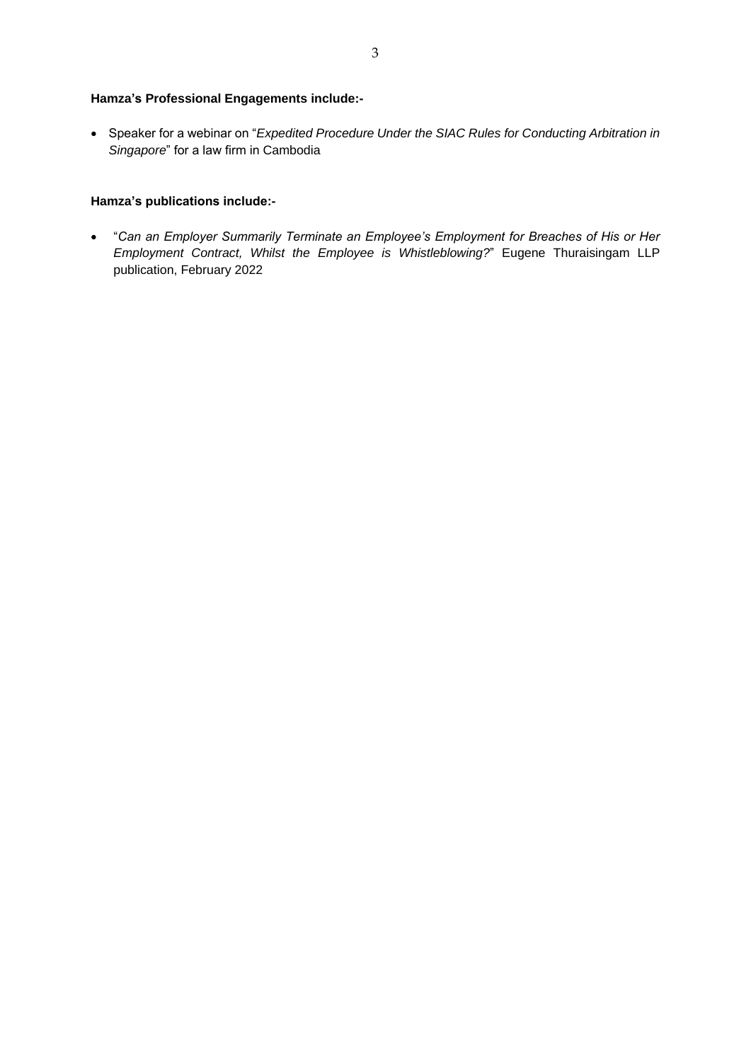**Hamza's Professional Engagements include:-**

- Speaker for a webinar on "*Expedited Procedure Under the SIAC Rules for Conducting Arbitration in Singapore*" for a law firm in Cambodia

**Hamza's publications include:-**

- "*Can an Employer Summarily Terminate an Employee's Employment for Breaches of His or Her Employment Contract, Whilst the Employee is Whistleblowing?*" Eugene Thuraisingam LLP publication, February 2022